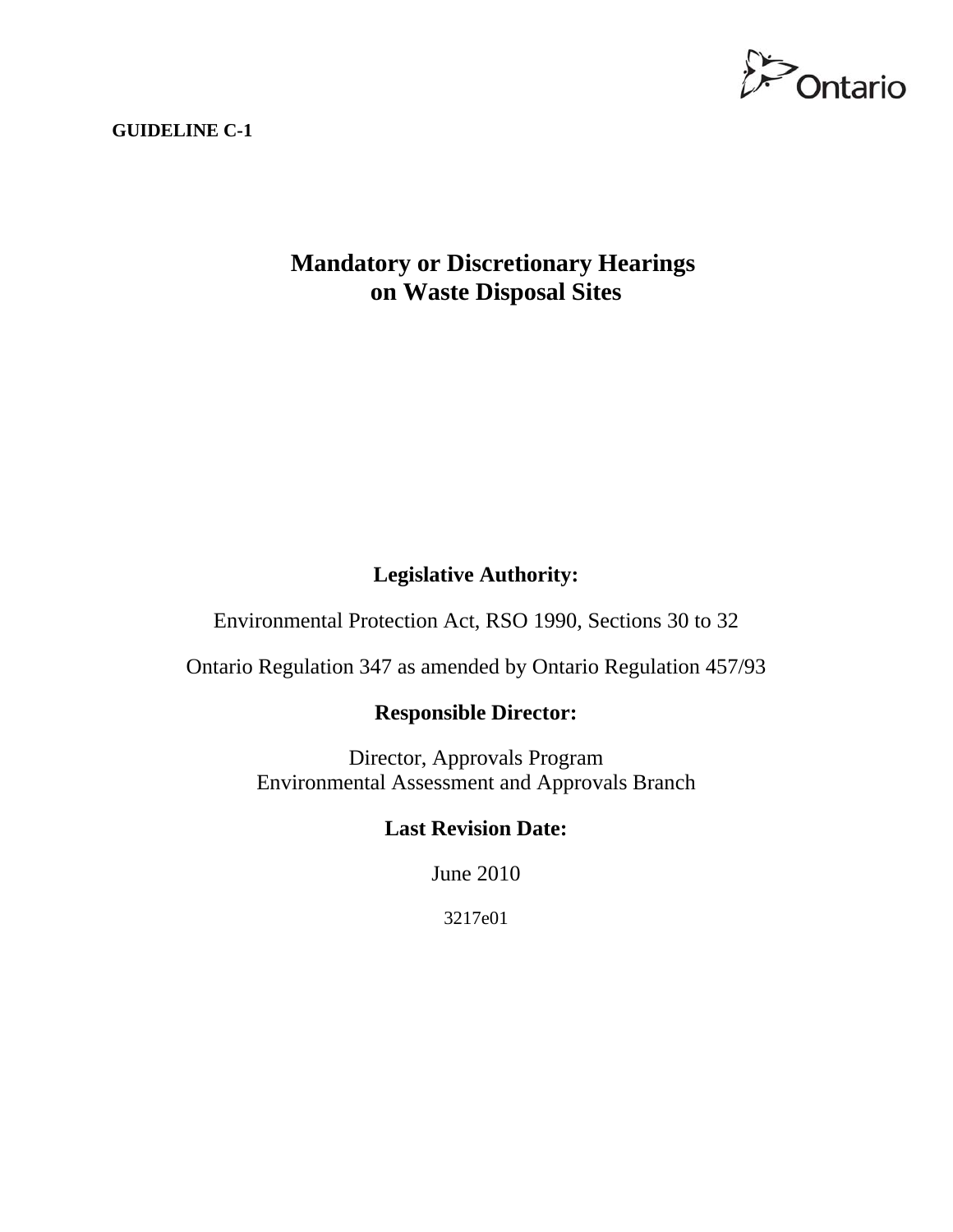**GUIDELINE C-1**

# Mandatory or Discretionary Hearings on Waste Disposal Sites

## Legislative Authority:

Environmental Protection Act, RSO 1990, Sections 30 to 32

Ontario Regulation 347 as amended by Ontario Regulation 457/93

## Responsible Director:

Director, Approvals Program
Environmental Assessment and Approvals Branch

## Last Revision Date:

June 2010

3217e01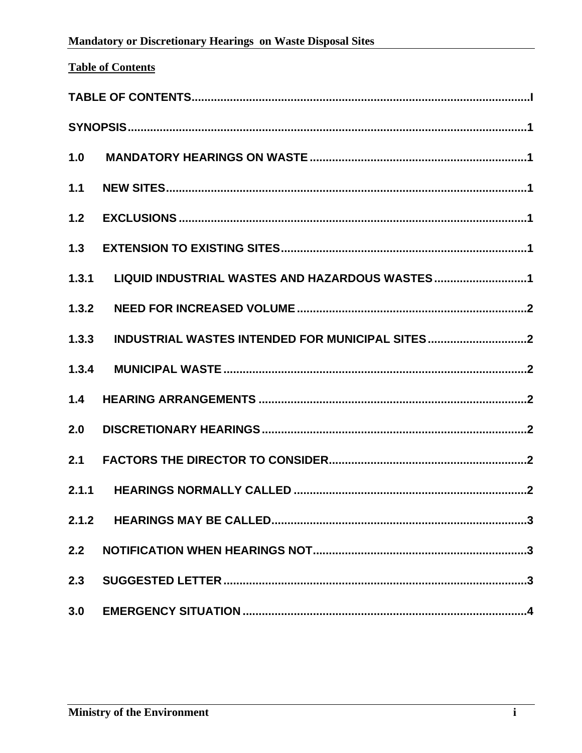## Table of Contents

TABLE OF CONTENTS....................................................................I

SYNOPSIS....................................................................1

1.0 MANDATORY HEARINGS ON WASTE....................................................................1

1.1 NEW SITES....................................................................1

1.2 EXCLUSIONS....................................................................1

1.3 EXTENSION TO EXISTING SITES....................................................................1

1.3.1 LIQUID INDUSTRIAL WASTES AND HAZARDOUS WASTES....................................................................1

1.3.2 NEED FOR INCREASED VOLUME....................................................................2

1.3.3 INDUSTRIAL WASTES INTENDED FOR MUNICIPAL SITES....................................................................2

1.3.4 MUNICIPAL WASTE....................................................................2

1.4 HEARING ARRANGEMENTS....................................................................2

2.0 DISCRETIONARY HEARINGS....................................................................2

2.1 FACTORS THE DIRECTOR TO CONSIDER....................................................................2

2.1.1 HEARINGS NORMALLY CALLED....................................................................2

2.1.2 HEARINGS MAY BE CALLED....................................................................3

2.2 NOTIFICATION WHEN HEARINGS NOT....................................................................3

2.3 SUGGESTED LETTER....................................................................3

3.0 EMERGENCY SITUATION....................................................................4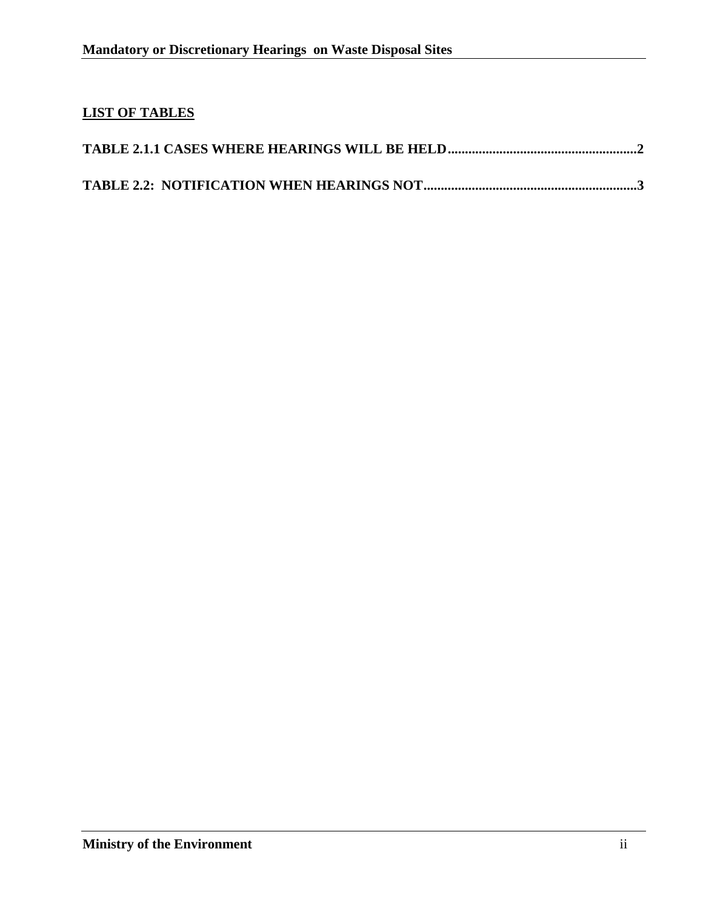## LIST OF TABLES

**TABLE 2.1.1 CASES WHERE HEARINGS WILL BE HELD.......................................................2**

**TABLE 2.2: NOTIFICATION WHEN HEARINGS NOT..............................................................3**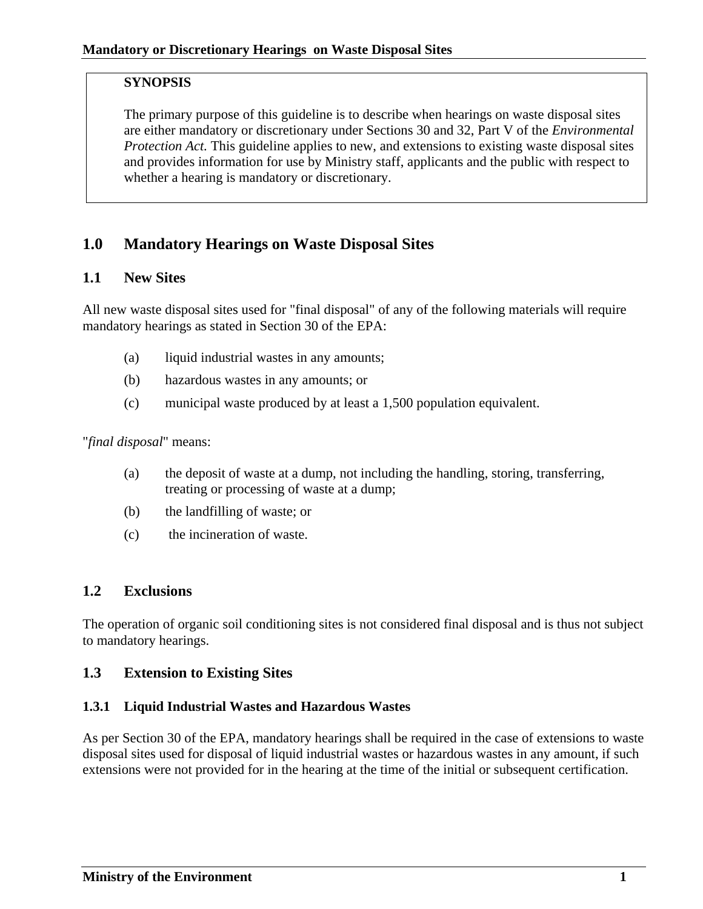**SYNOPSIS**

The primary purpose of this guideline is to describe when hearings on waste disposal sites are either mandatory or discretionary under Sections 30 and 32, Part V of the *Environmental Protection Act.* This guideline applies to new, and extensions to existing waste disposal sites and provides information for use by Ministry staff, applicants and the public with respect to whether a hearing is mandatory or discretionary.

## 1.0 Mandatory Hearings on Waste Disposal Sites

### 1.1 New Sites

All new waste disposal sites used for "final disposal" of any of the following materials will require mandatory hearings as stated in Section 30 of the EPA:

(a) liquid industrial wastes in any amounts;

(b) hazardous wastes in any amounts; or

(c) municipal waste produced by at least a 1,500 population equivalent.

"*final disposal*" means:

(a) the deposit of waste at a dump, not including the handling, storing, transferring, treating or processing of waste at a dump;

(b) the landfilling of waste; or

(c) the incineration of waste.

### 1.2 Exclusions

The operation of organic soil conditioning sites is not considered final disposal and is thus not subject to mandatory hearings.

### 1.3 Extension to Existing Sites

#### 1.3.1 Liquid Industrial Wastes and Hazardous Wastes

As per Section 30 of the EPA, mandatory hearings shall be required in the case of extensions to waste disposal sites used for disposal of liquid industrial wastes or hazardous wastes in any amount, if such extensions were not provided for in the hearing at the time of the initial or subsequent certification.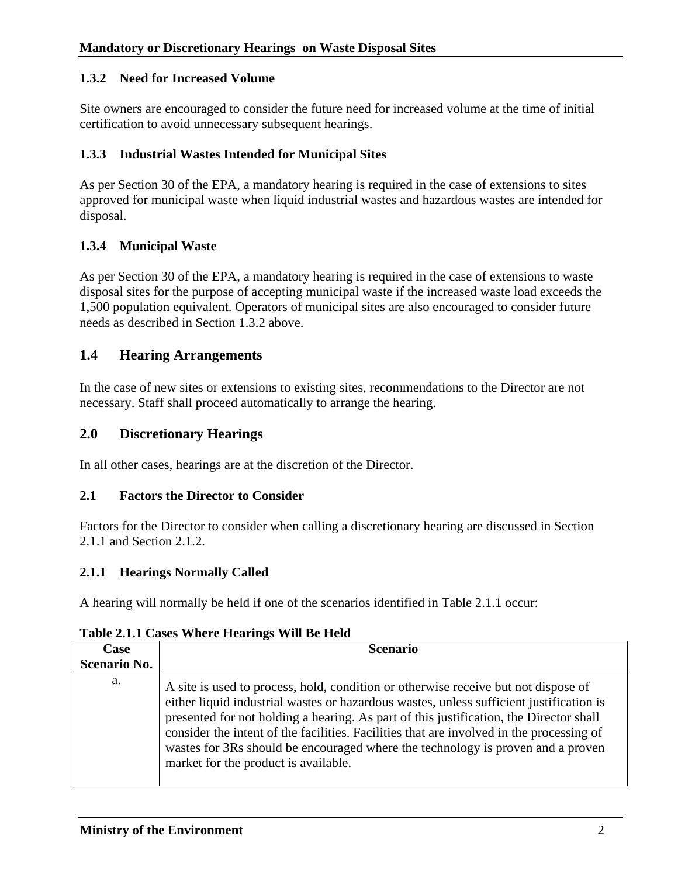### 1.3.2 Need for Increased Volume

Site owners are encouraged to consider the future need for increased volume at the time of initial certification to avoid unnecessary subsequent hearings.

### 1.3.3 Industrial Wastes Intended for Municipal Sites

As per Section 30 of the EPA, a mandatory hearing is required in the case of extensions to sites approved for municipal waste when liquid industrial wastes and hazardous wastes are intended for disposal.

### 1.3.4 Municipal Waste

As per Section 30 of the EPA, a mandatory hearing is required in the case of extensions to waste disposal sites for the purpose of accepting municipal waste if the increased waste load exceeds the 1,500 population equivalent. Operators of municipal sites are also encouraged to consider future needs as described in Section 1.3.2 above.

## 1.4 Hearing Arrangements

In the case of new sites or extensions to existing sites, recommendations to the Director are not necessary. Staff shall proceed automatically to arrange the hearing.

## 2.0 Discretionary Hearings

In all other cases, hearings are at the discretion of the Director.

### 2.1 Factors the Director to Consider

Factors for the Director to consider when calling a discretionary hearing are discussed in Section 2.1.1 and Section 2.1.2.

### 2.1.1 Hearings Normally Called

A hearing will normally be held if one of the scenarios identified in Table 2.1.1 occur:

**Table 2.1.1 Cases Where Hearings Will Be Held**

| Case Scenario No. | Scenario |
|---|---|
| a. | A site is used to process, hold, condition or otherwise receive but not dispose of either liquid industrial wastes or hazardous wastes, unless sufficient justification is presented for not holding a hearing. As part of this justification, the Director shall consider the intent of the facilities. Facilities that are involved in the processing of wastes for 3Rs should be encouraged where the technology is proven and a proven market for the product is available. |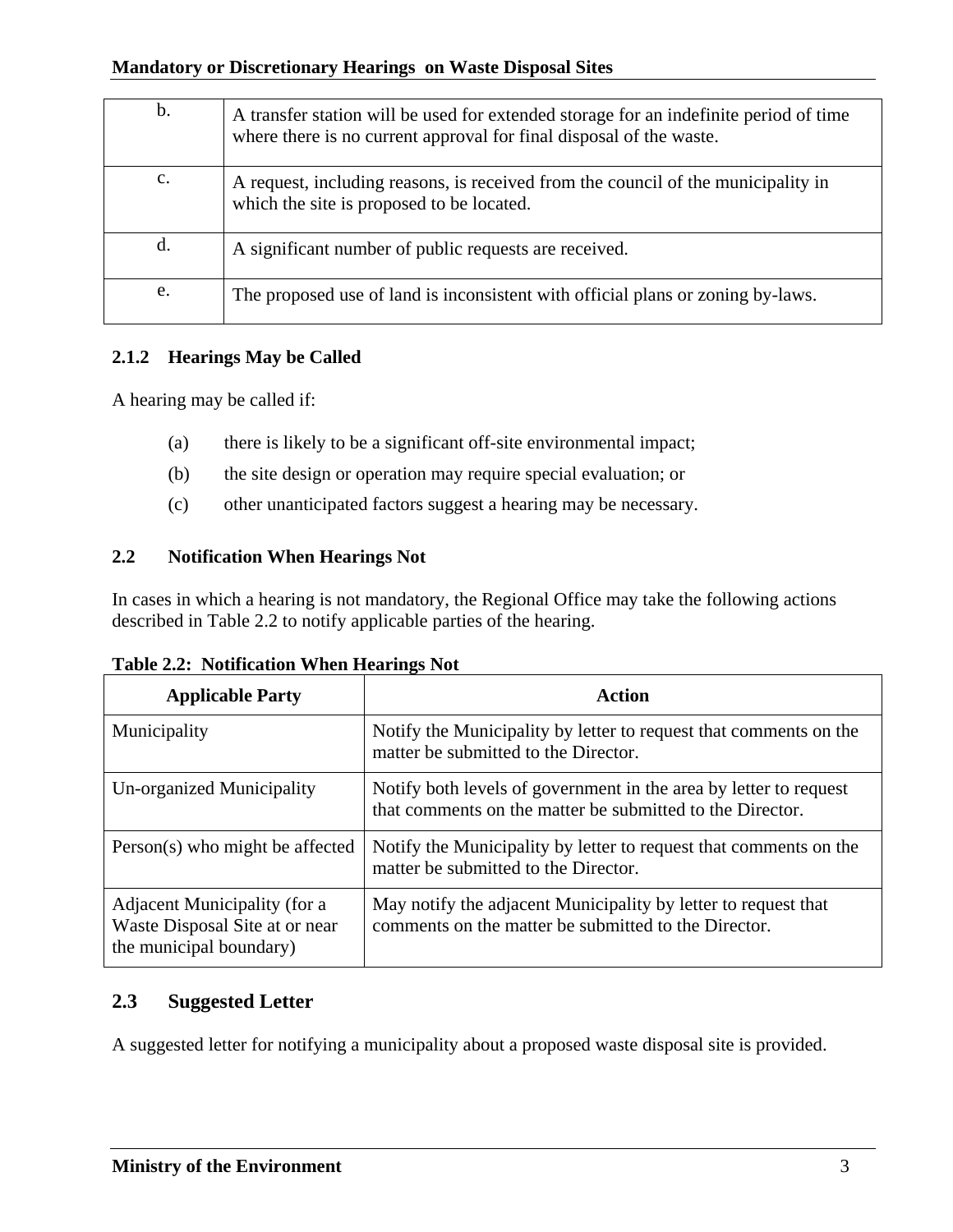| b. | A transfer station will be used for extended storage for an indefinite period of time where there is no current approval for final disposal of the waste. |
|---|---|
| c. | A request, including reasons, is received from the council of the municipality in which the site is proposed to be located. |
| d. | A significant number of public requests are received. |
| e. | The proposed use of land is inconsistent with official plans or zoning by-laws. |

### 2.1.2 Hearings May be Called

A hearing may be called if:

(a) there is likely to be a significant off-site environmental impact;

(b) the site design or operation may require special evaluation; or

(c) other unanticipated factors suggest a hearing may be necessary.

## 2.2 Notification When Hearings Not

In cases in which a hearing is not mandatory, the Regional Office may take the following actions described in Table 2.2 to notify applicable parties of the hearing.

**Table 2.2: Notification When Hearings Not**

| Applicable Party | Action |
|---|---|
| Municipality | Notify the Municipality by letter to request that comments on the matter be submitted to the Director. |
| Un-organized Municipality | Notify both levels of government in the area by letter to request that comments on the matter be submitted to the Director. |
| Person(s) who might be affected | Notify the Municipality by letter to request that comments on the matter be submitted to the Director. |
| Adjacent Municipality (for a Waste Disposal Site at or near the municipal boundary) | May notify the adjacent Municipality by letter to request that comments on the matter be submitted to the Director. |

## 2.3 Suggested Letter

A suggested letter for notifying a municipality about a proposed waste disposal site is provided.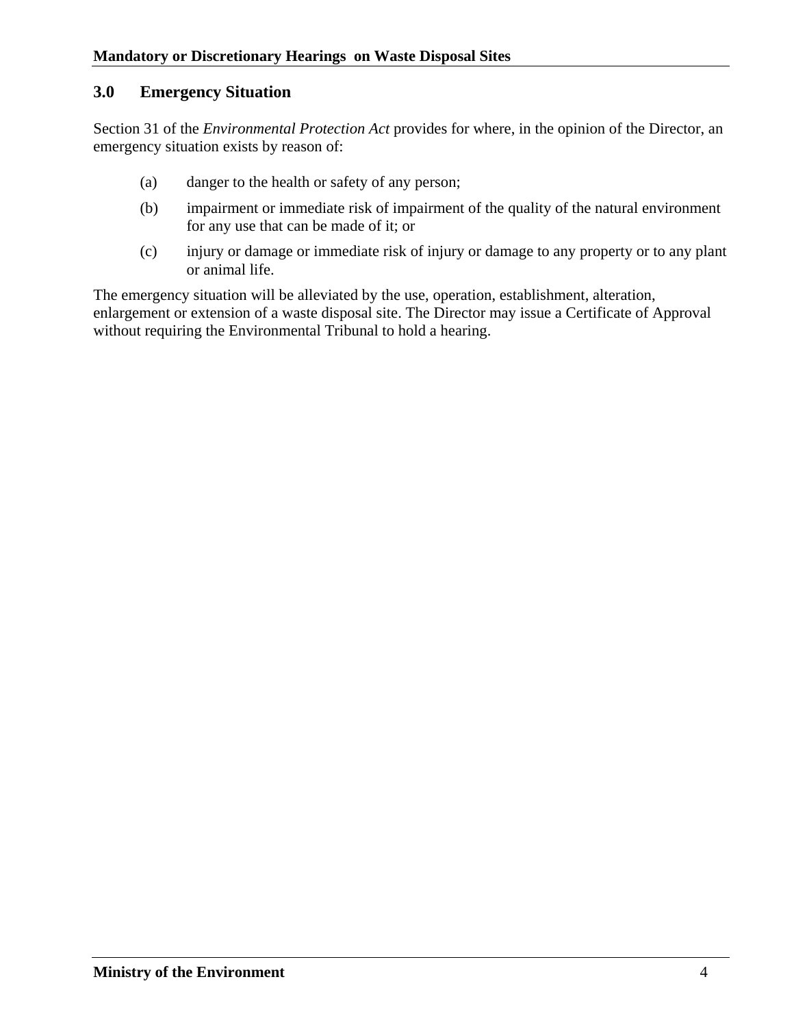## 3.0 Emergency Situation

Section 31 of the *Environmental Protection Act* provides for where, in the opinion of the Director, an emergency situation exists by reason of:

(a) danger to the health or safety of any person;

(b) impairment or immediate risk of impairment of the quality of the natural environment for any use that can be made of it; or

(c) injury or damage or immediate risk of injury or damage to any property or to any plant or animal life.

The emergency situation will be alleviated by the use, operation, establishment, alteration, enlargement or extension of a waste disposal site. The Director may issue a Certificate of Approval without requiring the Environmental Tribunal to hold a hearing.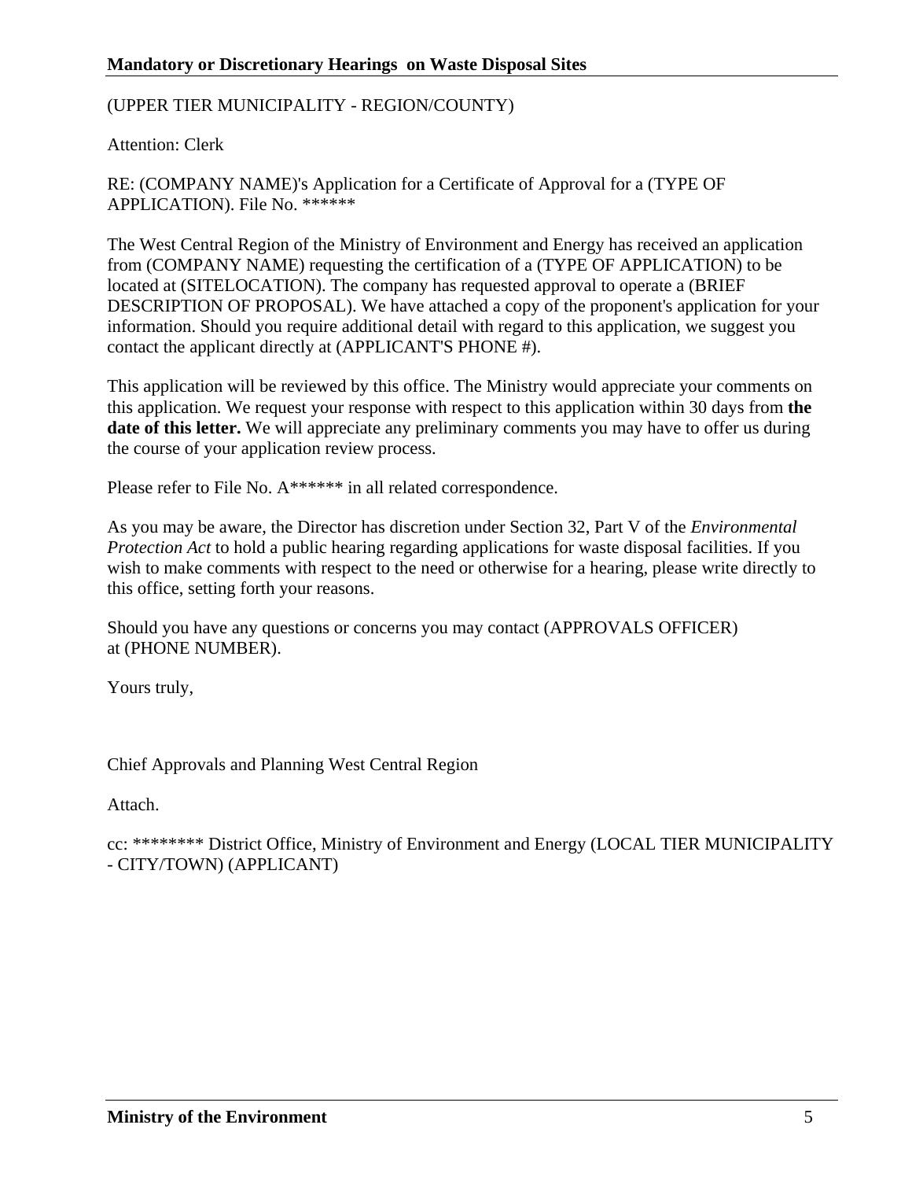(UPPER TIER MUNICIPALITY - REGION/COUNTY)

Attention: Clerk

RE: (COMPANY NAME)'s Application for a Certificate of Approval for a (TYPE OF APPLICATION). File No. ******

The West Central Region of the Ministry of Environment and Energy has received an application from (COMPANY NAME) requesting the certification of a (TYPE OF APPLICATION) to be located at (SITELOCATION). The company has requested approval to operate a (BRIEF DESCRIPTION OF PROPOSAL). We have attached a copy of the proponent's application for your information. Should you require additional detail with regard to this application, we suggest you contact the applicant directly at (APPLICANT'S PHONE #).

This application will be reviewed by this office. The Ministry would appreciate your comments on this application. We request your response with respect to this application within 30 days from **the date of this letter.** We will appreciate any preliminary comments you may have to offer us during the course of your application review process.

Please refer to File No. A****** in all related correspondence.

As you may be aware, the Director has discretion under Section 32, Part V of the *Environmental Protection Act* to hold a public hearing regarding applications for waste disposal facilities. If you wish to make comments with respect to the need or otherwise for a hearing, please write directly to this office, setting forth your reasons.

Should you have any questions or concerns you may contact (APPROVALS OFFICER) at (PHONE NUMBER).

Yours truly,

Chief Approvals and Planning West Central Region

Attach.

cc: ******** District Office, Ministry of Environment and Energy (LOCAL TIER MUNICIPALITY - CITY/TOWN) (APPLICANT)